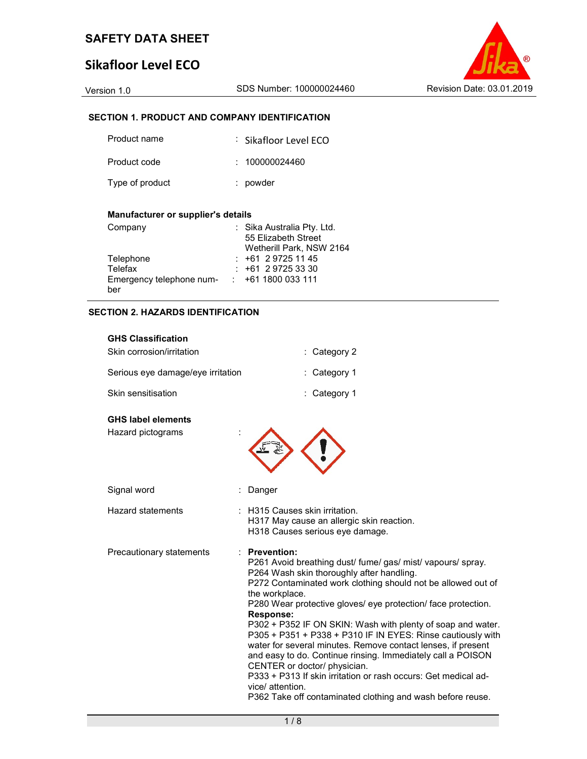# SAFETY DATA SHEET

## Sikafloor Level ECO

Version 1.0 | SDS Number: 100000024460 | Revision Date: 03.01.2019

### SECTION 1. PRODUCT AND COMPANY IDENTIFICATION

Product name : Sikafloor Level ECO

Product code : 100000024460

Type of product : powder

**Manufacturer or supplier's details**

Company : Sika Australia Pty. Ltd.
55 Elizabeth Street
Wetherill Park, NSW 2164

Telephone : +61 2 9725 11 45

Telefax : +61 2 9725 33 30

Emergency telephone number : +61 1800 033 111

### SECTION 2. HAZARDS IDENTIFICATION

**GHS Classification**

Skin corrosion/irritation : Category 2

Serious eye damage/eye irritation : Category 1

Skin sensitisation : Category 1

**GHS label elements**

Hazard pictograms :

Signal word : Danger

Hazard statements : H315 Causes skin irritation.
H317 May cause an allergic skin reaction.
H318 Causes serious eye damage.

Precautionary statements : **Prevention:**
P261 Avoid breathing dust/ fume/ gas/ mist/ vapours/ spray.
P264 Wash skin thoroughly after handling.
P272 Contaminated work clothing should not be allowed out of the workplace.
P280 Wear protective gloves/ eye protection/ face protection.
**Response:**
P302 + P352 IF ON SKIN: Wash with plenty of soap and water.
P305 + P351 + P338 + P310 IF IN EYES: Rinse cautiously with water for several minutes. Remove contact lenses, if present and easy to do. Continue rinsing. Immediately call a POISON CENTER or doctor/ physician.
P333 + P313 If skin irritation or rash occurs: Get medical advice/ attention.
P362 Take off contaminated clothing and wash before reuse.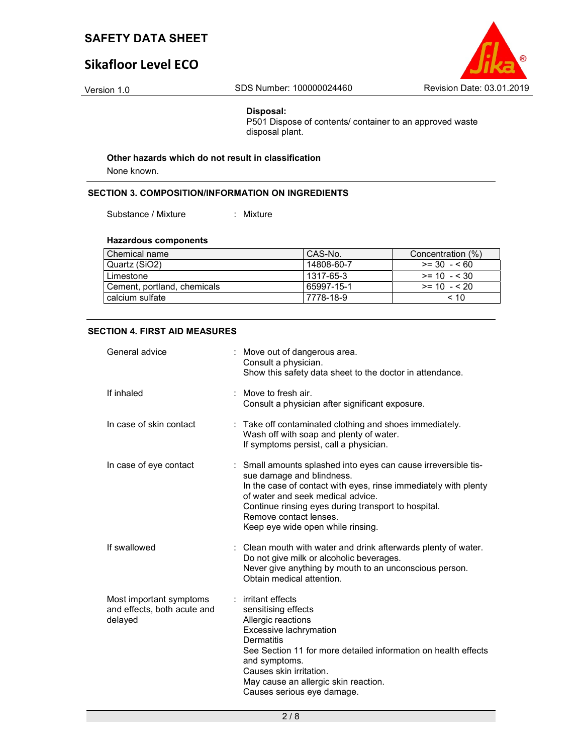**Disposal:**

P501 Dispose of contents/ container to an approved waste disposal plant.

**Other hazards which do not result in classification**

None known.

## SECTION 3. COMPOSITION/INFORMATION ON INGREDIENTS

Substance / Mixture : Mixture

**Hazardous components**

| Chemical name | CAS-No. | Concentration (%) |
|---|---|---|
| Quartz ($SiO_2$) | 14808-60-7 | >= 30 - < 60 |
| Limestone | 1317-65-3 | >= 10 - < 30 |
| Cement, portland, chemicals | 65997-15-1 | >= 10 - < 20 |
| calcium sulfate | 7778-18-9 | < 10 |

## SECTION 4. FIRST AID MEASURES

General advice : Move out of dangerous area.
Consult a physician.
Show this safety data sheet to the doctor in attendance.

If inhaled : Move to fresh air.
Consult a physician after significant exposure.

In case of skin contact : Take off contaminated clothing and shoes immediately.
Wash off with soap and plenty of water.
If symptoms persist, call a physician.

In case of eye contact : Small amounts splashed into eyes can cause irreversible tissue damage and blindness.
In the case of contact with eyes, rinse immediately with plenty of water and seek medical advice.
Continue rinsing eyes during transport to hospital.
Remove contact lenses.
Keep eye wide open while rinsing.

If swallowed : Clean mouth with water and drink afterwards plenty of water.
Do not give milk or alcoholic beverages.
Never give anything by mouth to an unconscious person.
Obtain medical attention.

Most important symptoms and effects, both acute and delayed : irritant effects
sensitising effects
Allergic reactions
Excessive lachrymation
Dermatitis
See Section 11 for more detailed information on health effects and symptoms.
Causes skin irritation.
May cause an allergic skin reaction.
Causes serious eye damage.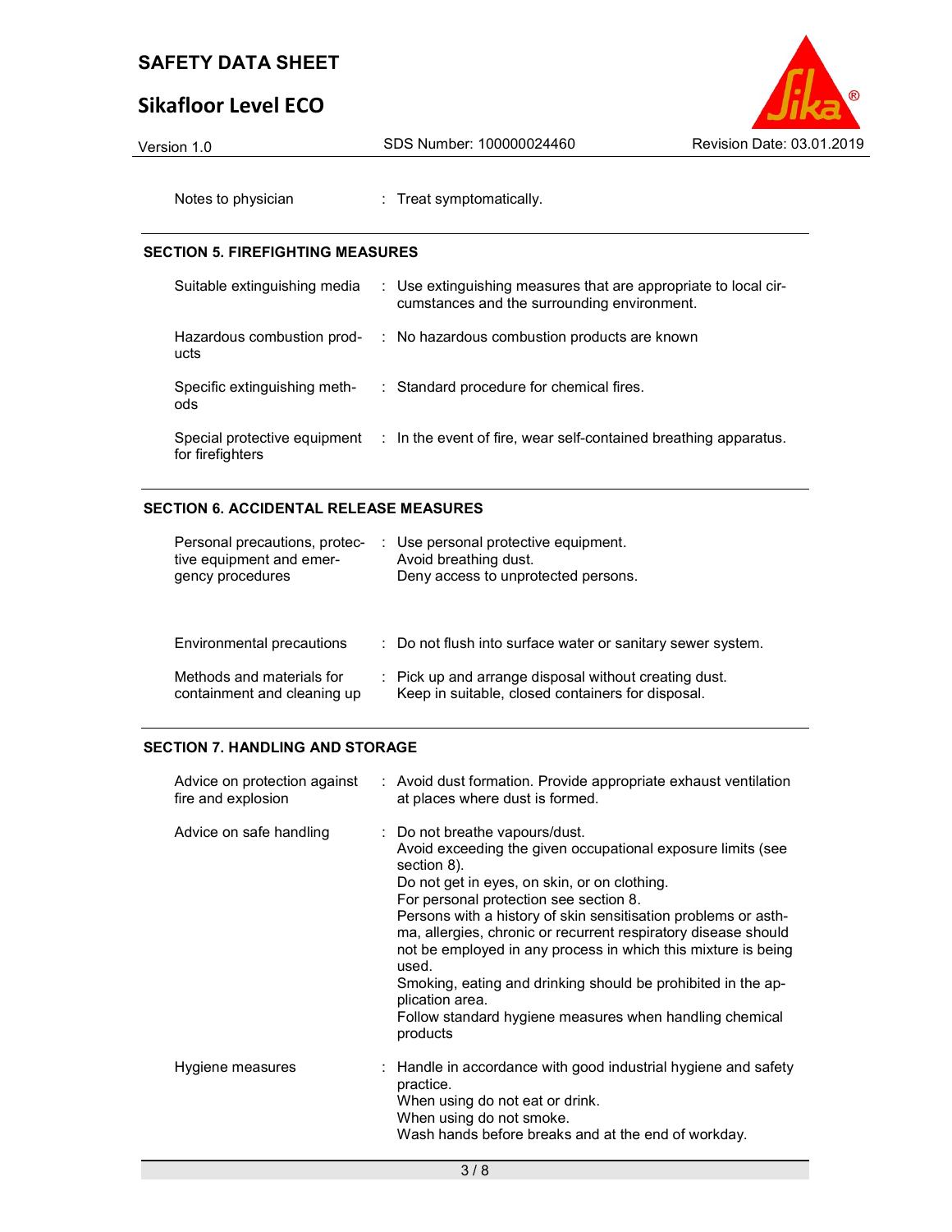| | |
|---|---|
| Notes to physician | : Treat symptomatically. |

## SECTION 5. FIREFIGHTING MEASURES

| | |
|---|---|
| Suitable extinguishing media | : Use extinguishing measures that are appropriate to local circumstances and the surrounding environment. |
| Hazardous combustion products | : No hazardous combustion products are known |
| Specific extinguishing methods | : Standard procedure for chemical fires. |
| Special protective equipment for firefighters | : In the event of fire, wear self-contained breathing apparatus. |

## SECTION 6. ACCIDENTAL RELEASE MEASURES

| | |
|---|---|
| Personal precautions, protective equipment and emergency procedures | : Use personal protective equipment.<br>Avoid breathing dust.<br>Deny access to unprotected persons. |
| Environmental precautions | : Do not flush into surface water or sanitary sewer system. |
| Methods and materials for containment and cleaning up | : Pick up and arrange disposal without creating dust.<br>Keep in suitable, closed containers for disposal. |

## SECTION 7. HANDLING AND STORAGE

| | |
|---|---|
| Advice on protection against fire and explosion | : Avoid dust formation. Provide appropriate exhaust ventilation at places where dust is formed. |
| Advice on safe handling | : Do not breathe vapours/dust.<br>Avoid exceeding the given occupational exposure limits (see section 8).<br>Do not get in eyes, on skin, or on clothing.<br>For personal protection see section 8.<br>Persons with a history of skin sensitisation problems or asthma, allergies, chronic or recurrent respiratory disease should not be employed in any process in which this mixture is being used.<br>Smoking, eating and drinking should be prohibited in the application area.<br>Follow standard hygiene measures when handling chemical products |
| Hygiene measures | : Handle in accordance with good industrial hygiene and safety practice.<br>When using do not eat or drink.<br>When using do not smoke.<br>Wash hands before breaks and at the end of workday. |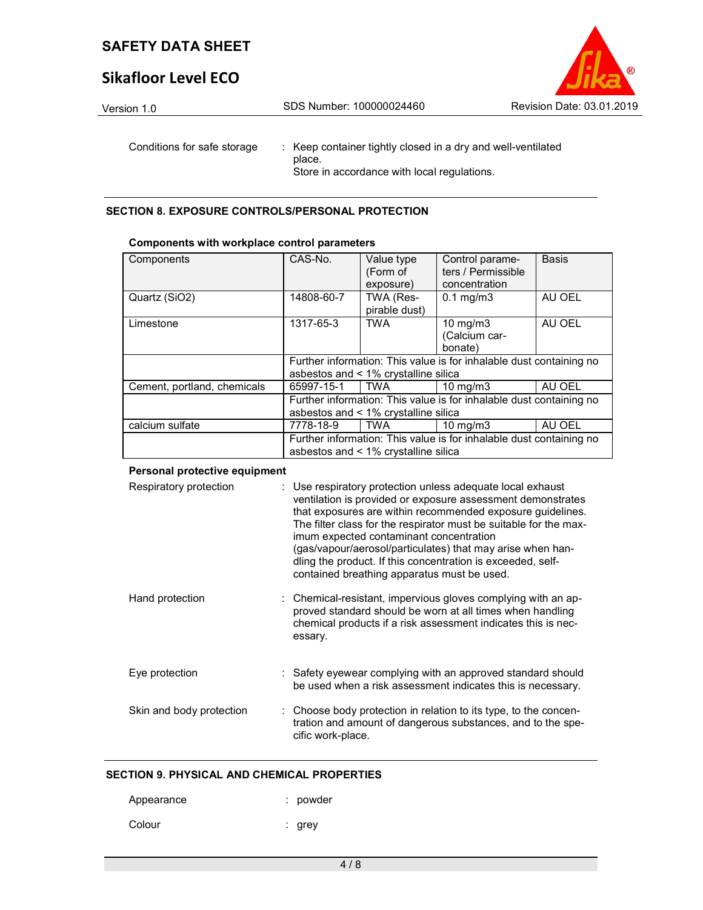Conditions for safe storage : Keep container tightly closed in a dry and well-ventilated place.
Store in accordance with local regulations.

## SECTION 8. EXPOSURE CONTROLS/PERSONAL PROTECTION

**Components with workplace control parameters**

| Components | CAS-No. | Value type (Form of exposure) | Control parameters / Permissible concentration | Basis |
|---|---|---|---|---|
| Quartz ($SiO_2$) | 14808-60-7 | TWA (Respirable dust) | 0.1 mg/m3 | AU OEL |
| Limestone | 1317-65-3 | TWA | 10 mg/m3 (Calcium carbonate) | AU OEL |
| | Further information: This value is for inhalable dust containing no asbestos and < 1% crystalline silica | | | |
| Cement, portland, chemicals | 65997-15-1 | TWA | 10 mg/m3 | AU OEL |
| | Further information: This value is for inhalable dust containing no asbestos and < 1% crystalline silica | | | |
| calcium sulfate | 7778-18-9 | TWA | 10 mg/m3 | AU OEL |
| | Further information: This value is for inhalable dust containing no asbestos and < 1% crystalline silica | | | |

**Personal protective equipment**

Respiratory protection : Use respiratory protection unless adequate local exhaust ventilation is provided or exposure assessment demonstrates that exposures are within recommended exposure guidelines. The filter class for the respirator must be suitable for the maximum expected contaminant concentration (gas/vapour/aerosol/particulates) that may arise when handling the product. If this concentration is exceeded, self-contained breathing apparatus must be used.

Hand protection : Chemical-resistant, impervious gloves complying with an approved standard should be worn at all times when handling chemical products if a risk assessment indicates this is necessary.

Eye protection : Safety eyewear complying with an approved standard should be used when a risk assessment indicates this is necessary.

Skin and body protection : Choose body protection in relation to its type, to the concentration and amount of dangerous substances, and to the specific work-place.

## SECTION 9. PHYSICAL AND CHEMICAL PROPERTIES

Appearance : powder

Colour : grey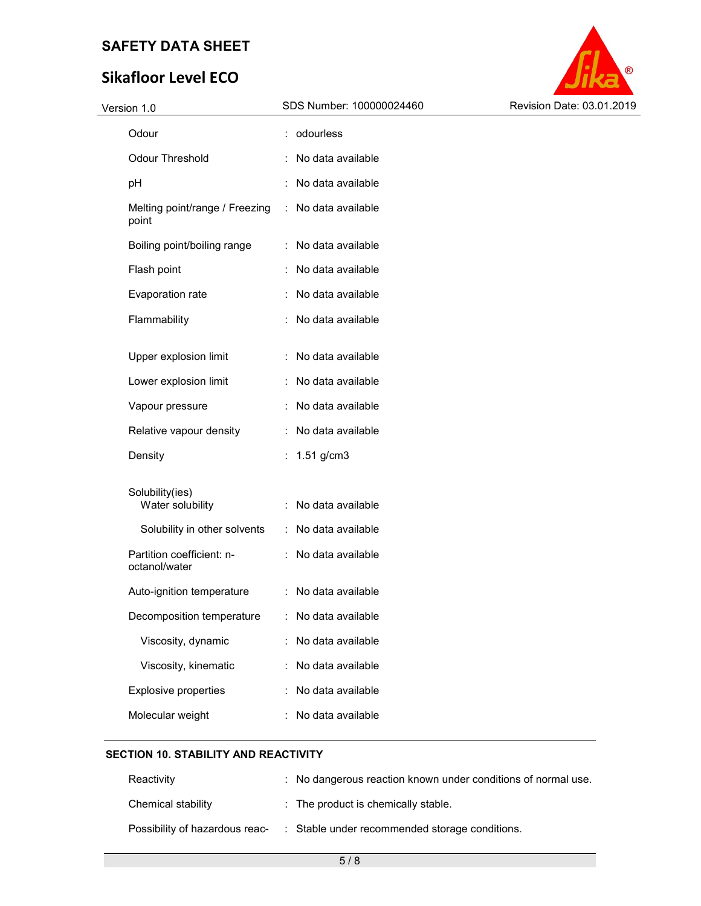| | | |
|---|---|---|
| Odour | : | odourless |
| Odour Threshold | : | No data available |
| pH | : | No data available |
| Melting point/range / Freezing point | : | No data available |
| Boiling point/boiling range | : | No data available |
| Flash point | : | No data available |
| Evaporation rate | : | No data available |
| Flammability | : | No data available |
| Upper explosion limit | : | No data available |
| Lower explosion limit | : | No data available |
| Vapour pressure | : | No data available |
| Relative vapour density | : | No data available |
| Density | : | 1.51 g/cm3 |
| Solubility(ies) Water solubility | : | No data available |
| Solubility in other solvents | : | No data available |
| Partition coefficient: n-octanol/water | : | No data available |
| Auto-ignition temperature | : | No data available |
| Decomposition temperature | : | No data available |
| Viscosity, dynamic | : | No data available |
| Viscosity, kinematic | : | No data available |
| Explosive properties | : | No data available |
| Molecular weight | : | No data available |

## SECTION 10. STABILITY AND REACTIVITY

| | | |
|---|---|---|
| Reactivity | : | No dangerous reaction known under conditions of normal use. |
| Chemical stability | : | The product is chemically stable. |
| Possibility of hazardous reac- | : | Stable under recommended storage conditions. |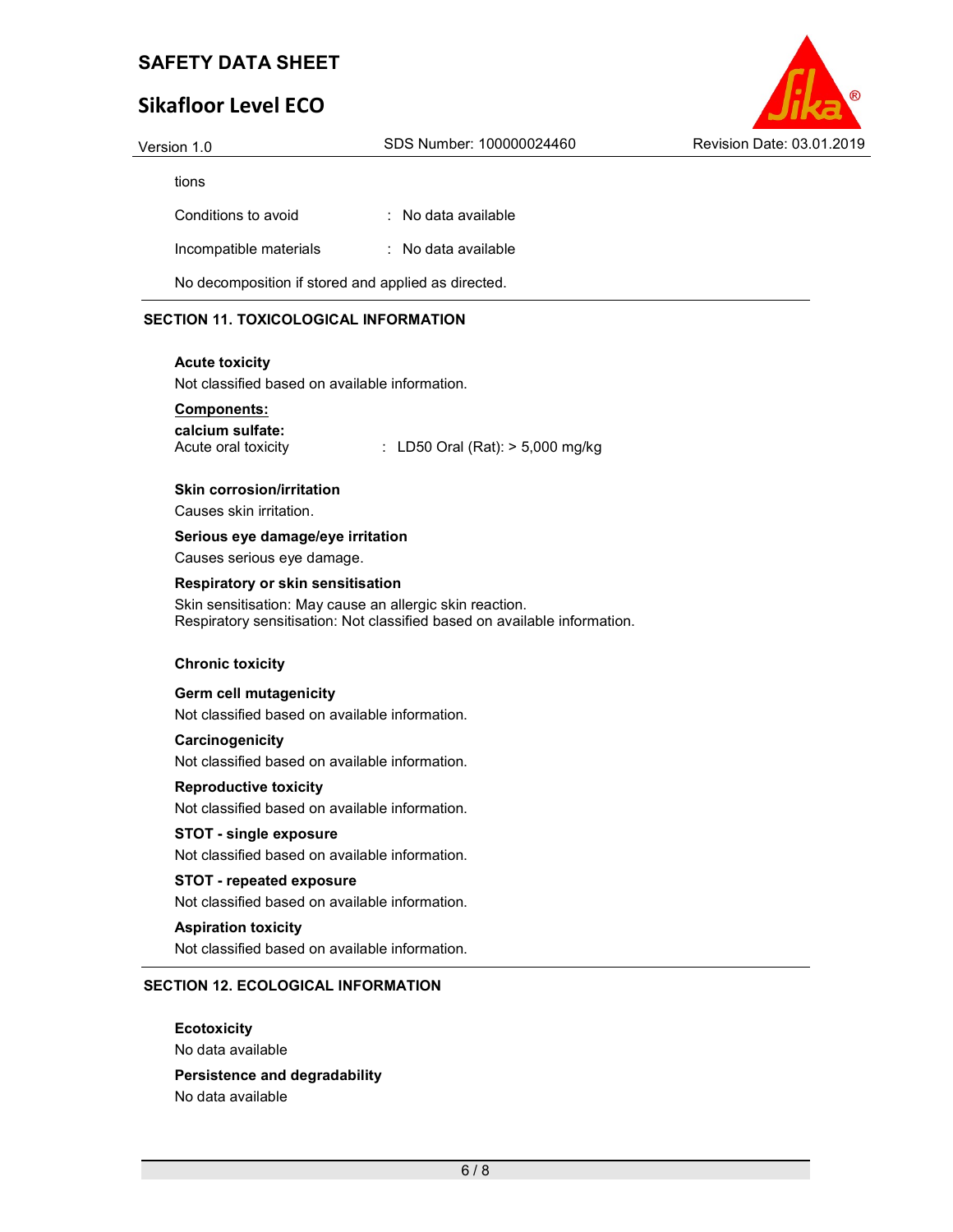tions

| | |
|---|---|
| Conditions to avoid | : No data available |
| Incompatible materials | : No data available |

No decomposition if stored and applied as directed.

## SECTION 11. TOXICOLOGICAL INFORMATION

**Acute toxicity**

Not classified based on available information.

**Components:**

**calcium sulfate:**

Acute oral toxicity : LD50 Oral (Rat): > 5,000 mg/kg

**Skin corrosion/irritation**

Causes skin irritation.

**Serious eye damage/eye irritation**

Causes serious eye damage.

**Respiratory or skin sensitisation**

Skin sensitisation: May cause an allergic skin reaction.
Respiratory sensitisation: Not classified based on available information.

**Chronic toxicity**

**Germ cell mutagenicity**

Not classified based on available information.

**Carcinogenicity**

Not classified based on available information.

**Reproductive toxicity**

Not classified based on available information.

**STOT - single exposure**

Not classified based on available information.

**STOT - repeated exposure**

Not classified based on available information.

**Aspiration toxicity**

Not classified based on available information.

## SECTION 12. ECOLOGICAL INFORMATION

**Ecotoxicity**

No data available

**Persistence and degradability**

No data available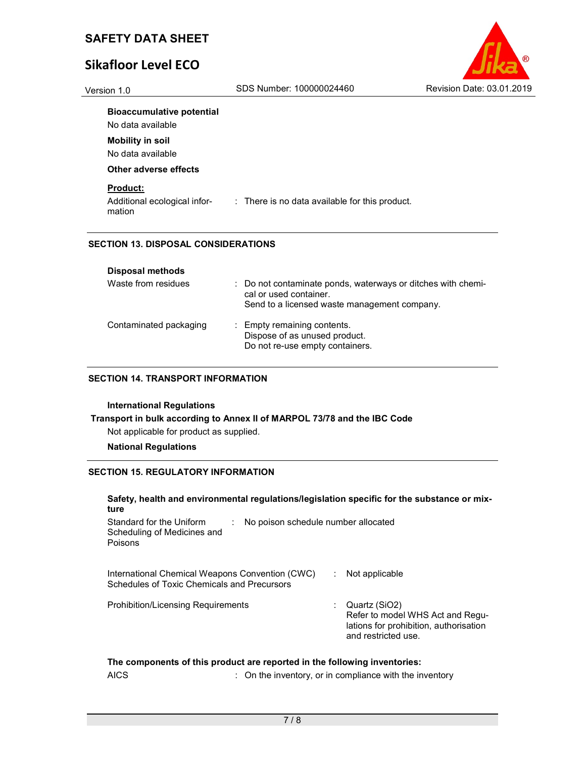**Bioaccumulative potential**

No data available

**Mobility in soil**

No data available

**Other adverse effects**

**Product:**

Additional ecological information : There is no data available for this product.

## SECTION 13. DISPOSAL CONSIDERATIONS

**Disposal methods**

| | |
|---|---|
| Waste from residues | : Do not contaminate ponds, waterways or ditches with chemical or used container.<br>Send to a licensed waste management company. |
| Contaminated packaging | : Empty remaining contents.<br>Dispose of as unused product.<br>Do not re-use empty containers. |

## SECTION 14. TRANSPORT INFORMATION

**International Regulations**

**Transport in bulk according to Annex II of MARPOL 73/78 and the IBC Code**

Not applicable for product as supplied.

**National Regulations**

## SECTION 15. REGULATORY INFORMATION

**Safety, health and environmental regulations/legislation specific for the substance or mixture**

| | |
|---|---|
| Standard for the Uniform Scheduling of Medicines and Poisons | : No poison schedule number allocated |
| International Chemical Weapons Convention (CWC) Schedules of Toxic Chemicals and Precursors | : Not applicable |
| Prohibition/Licensing Requirements | : Quartz ($SiO_2$)<br>Refer to model WHS Act and Regulations for prohibition, authorisation and restricted use. |

**The components of this product are reported in the following inventories:**

AICS : On the inventory, or in compliance with the inventory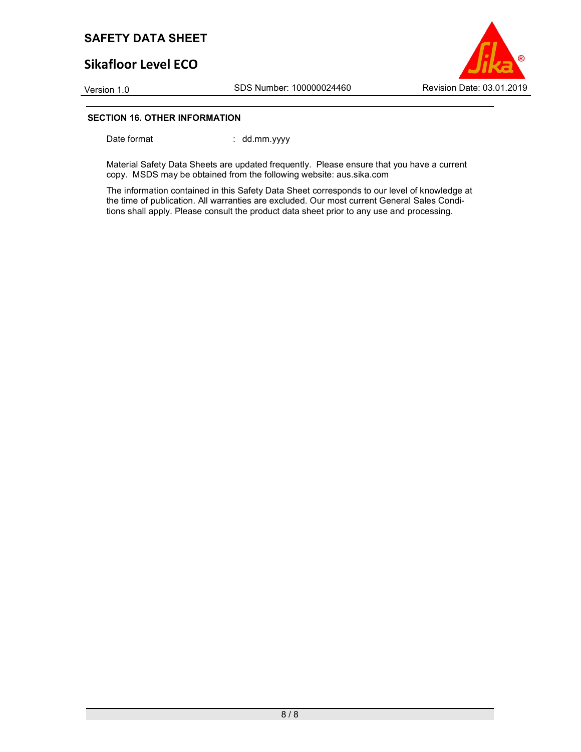## SECTION 16. OTHER INFORMATION

Date format : dd.mm.yyyy

Material Safety Data Sheets are updated frequently. Please ensure that you have a current copy. MSDS may be obtained from the following website: aus.sika.com

The information contained in this Safety Data Sheet corresponds to our level of knowledge at the time of publication. All warranties are excluded. Our most current General Sales Conditions shall apply. Please consult the product data sheet prior to any use and processing.